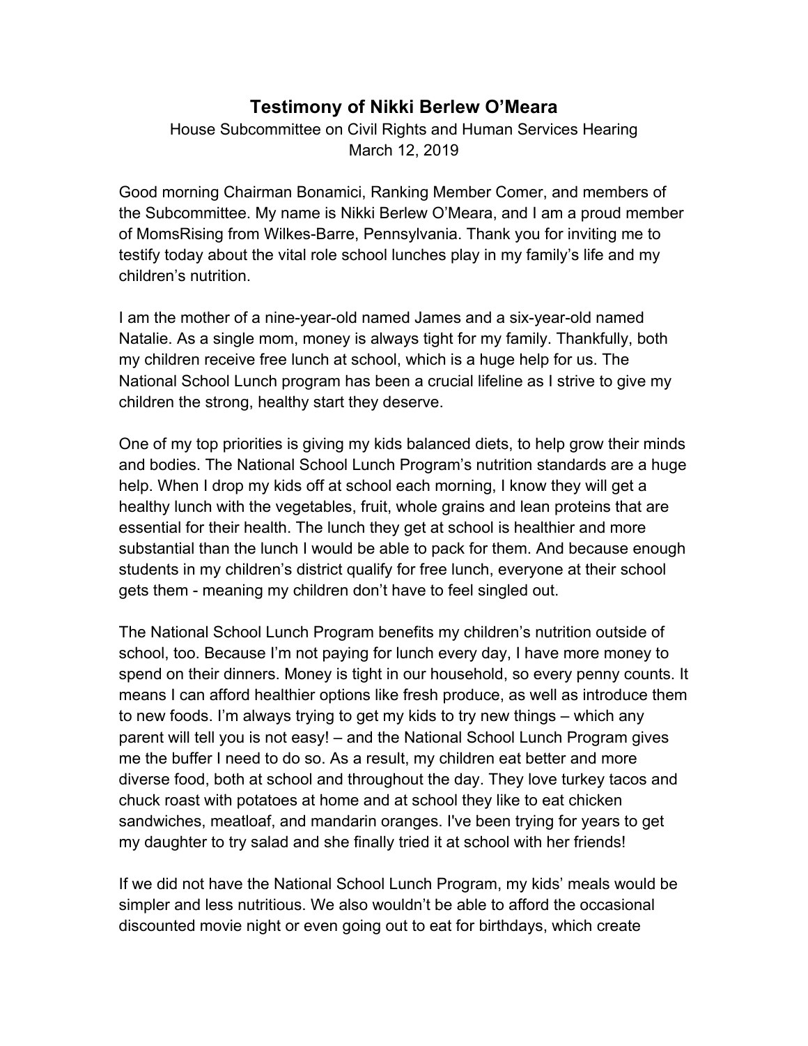# Testimony of Nikki Berlew O'Meara

House Subcommittee on Civil Rights and Human Services Hearing
March 12, 2019

Good morning Chairman Bonamici, Ranking Member Comer, and members of the Subcommittee. My name is Nikki Berlew O'Meara, and I am a proud member of MomsRising from Wilkes-Barre, Pennsylvania. Thank you for inviting me to testify today about the vital role school lunches play in my family's life and my children's nutrition.

I am the mother of a nine-year-old named James and a six-year-old named Natalie. As a single mom, money is always tight for my family. Thankfully, both my children receive free lunch at school, which is a huge help for us. The National School Lunch program has been a crucial lifeline as I strive to give my children the strong, healthy start they deserve.

One of my top priorities is giving my kids balanced diets, to help grow their minds and bodies. The National School Lunch Program's nutrition standards are a huge help. When I drop my kids off at school each morning, I know they will get a healthy lunch with the vegetables, fruit, whole grains and lean proteins that are essential for their health. The lunch they get at school is healthier and more substantial than the lunch I would be able to pack for them. And because enough students in my children's district qualify for free lunch, everyone at their school gets them - meaning my children don't have to feel singled out.

The National School Lunch Program benefits my children's nutrition outside of school, too. Because I'm not paying for lunch every day, I have more money to spend on their dinners. Money is tight in our household, so every penny counts. It means I can afford healthier options like fresh produce, as well as introduce them to new foods. I'm always trying to get my kids to try new things – which any parent will tell you is not easy! – and the National School Lunch Program gives me the buffer I need to do so. As a result, my children eat better and more diverse food, both at school and throughout the day. They love turkey tacos and chuck roast with potatoes at home and at school they like to eat chicken sandwiches, meatloaf, and mandarin oranges. I've been trying for years to get my daughter to try salad and she finally tried it at school with her friends!

If we did not have the National School Lunch Program, my kids' meals would be simpler and less nutritious. We also wouldn't be able to afford the occasional discounted movie night or even going out to eat for birthdays, which create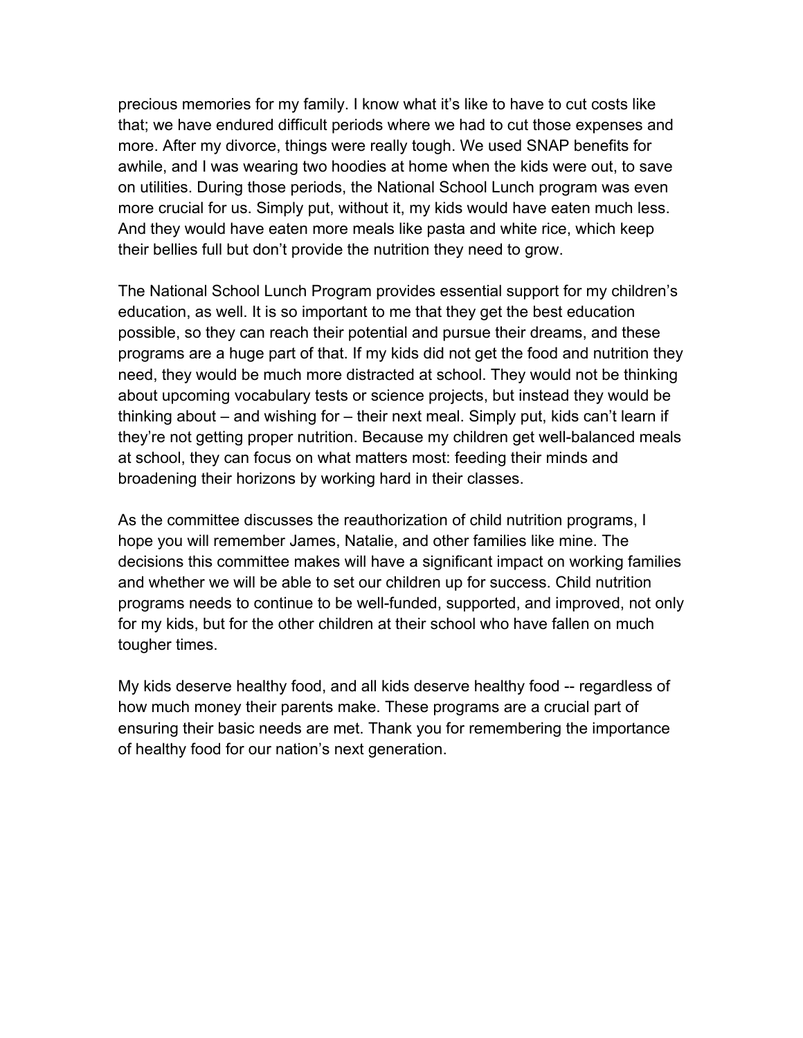precious memories for my family. I know what it's like to have to cut costs like that; we have endured difficult periods where we had to cut those expenses and more. After my divorce, things were really tough. We used SNAP benefits for awhile, and I was wearing two hoodies at home when the kids were out, to save on utilities. During those periods, the National School Lunch program was even more crucial for us. Simply put, without it, my kids would have eaten much less. And they would have eaten more meals like pasta and white rice, which keep their bellies full but don't provide the nutrition they need to grow.

The National School Lunch Program provides essential support for my children's education, as well. It is so important to me that they get the best education possible, so they can reach their potential and pursue their dreams, and these programs are a huge part of that. If my kids did not get the food and nutrition they need, they would be much more distracted at school. They would not be thinking about upcoming vocabulary tests or science projects, but instead they would be thinking about – and wishing for – their next meal. Simply put, kids can't learn if they're not getting proper nutrition. Because my children get well-balanced meals at school, they can focus on what matters most: feeding their minds and broadening their horizons by working hard in their classes.

As the committee discusses the reauthorization of child nutrition programs, I hope you will remember James, Natalie, and other families like mine. The decisions this committee makes will have a significant impact on working families and whether we will be able to set our children up for success. Child nutrition programs needs to continue to be well-funded, supported, and improved, not only for my kids, but for the other children at their school who have fallen on much tougher times.

My kids deserve healthy food, and all kids deserve healthy food -- regardless of how much money their parents make. These programs are a crucial part of ensuring their basic needs are met. Thank you for remembering the importance of healthy food for our nation's next generation.